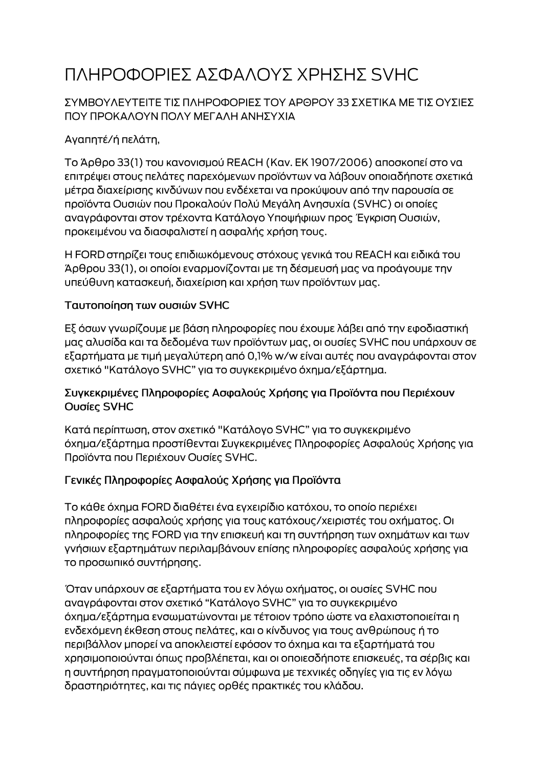# ΠΛΗΡΟΦΟΡΙΕΣ ΑΣΦΑΛΟΥΣ ΧΡΗΣΗΣ SVHC

ΣΥΜΒΟΥΛΕΥΤΕΙΤΕ ΤΙΣ ΠΛΗΡΟΦΟΡΙΕΣ ΤΟΥ ΑΡΘΡΟΥ 33 ΣΧΕΤΙΚΑ ΜΕ ΤΙΣ ΟΥΣΙΕΣ ΠΟΥ ΠΡΟΚΑΛΟΥΝ ΠΟΛΥ ΜΕΓΑΛΗ ΑΝΗΣΥΧΙΑ

Αγαπητέ/ή πελάτη,

Το Άρθρο 33(1) του κανονισμού REACH (Καν. ΕΚ 1907/2006) αποσκοπεί στο να επιτρέψει στους πελάτες παρεχόμενων προϊόντων να λάβουν οποιαδήποτε σχετικά μέτρα διαχείρισης κινδύνων που ενδέχεται να προκύψουν από την παρουσία σε προϊόντα Ουσιών που Προκαλούν Πολύ Μεγάλη Ανησυχία (SVHC) οι οποίες αναγράφονται στον τρέχοντα Κατάλογο Υποψήφιων προς Έγκριση Ουσιών, προκειμένου να διασφαλιστεί η ασφαλής χρήση τους.

Η FORD στηρίζει τους επιδιωκόμενους στόχους γενικά του REACH και ειδικά του Άρθρου 33(1), οι οποίοι εναρμονίζονται με τη δέσμευσή μας να προάγουμε την υπεύθυνη κατασκευή, διαχείριση και χρήση των προϊόντων μας.

### Ταυτοποίηση των ουσιών SVHC

Εξ όσων γνωρίζουμε με βάση πληροφορίες που έχουμε λάβει από την εφοδιαστική μας αλυσίδα και τα δεδομένα των προϊόντων μας, οι ουσίες SVHC που υπάρχουν σε εξαρτήματα με τιμή μεγαλύτερη από 0,1% w/w είναι αυτές που αναγράφονται στον σχετικό "Κατάλογο SVHC" για το συγκεκριμένο όχημα/εξάρτημα.

### Συγκεκριμένες Πληροφορίες Ασφαλούς Χρήσης για Προϊόντα που Περιέχουν Ουσίες SVHC

Κατά περίπτωση, στον σχετικό "Κατάλογο SVHC" για το συγκεκριμένο όχημα/εξάρτημα προστίθενται Συγκεκριμένες Πληροφορίες Ασφαλούς Χρήσης για Προϊόντα που Περιέχουν Ουσίες SVHC.

### Γενικές Πληροφορίες Ασφαλούς Χρήσης για Προϊόντα

Το κάθε όχημα FORD διαθέτει ένα εγχειρίδιο κατόχου, το οποίο περιέχει πληροφορίες ασφαλούς χρήσης για τους κατόχους/χειριστές του οχήματος. Οι πληροφορίες της FORD για την επισκευή και τη συντήρηση των οχημάτων και των γνήσιων εξαρτημάτων περιλαμβάνουν επίσης πληροφορίες ασφαλούς χρήσης για το προσωπικό συντήρησης.

Όταν υπάρχουν σε εξαρτήματα του εν λόγω οχήματος, οι ουσίες SVHC που αναγράφονται στον σχετικό "Κατάλογο SVHC" για το συγκεκριμένο όχημα/εξάρτημα ενσωματώνονται με τέτοιον τρόπο ώστε να ελαχιστοποιείται η ενδεχόμενη έκθεση στους πελάτες, και ο κίνδυνος για τους ανθρώπους ή το περιβάλλον μπορεί να αποκλειστεί εφόσον το όχημα και τα εξαρτήματά του χρησιμοποιούνται όπως προβλέπεται, και οι οποιεσδήποτε επισκευές, τα σέρβις και η συντήρηση πραγματοποιούνται σύμφωνα με τεχνικές οδηγίες για τις εν λόγω δραστηριότητες, και τις πάγιες ορθές πρακτικές του κλάδου.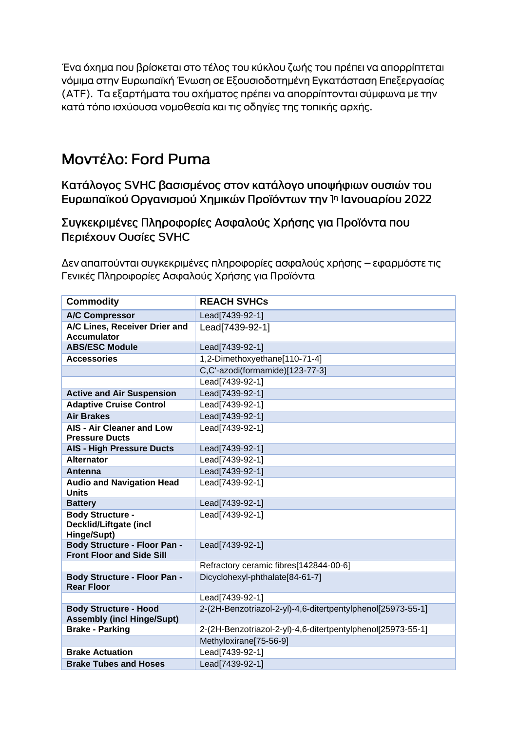Ένα όχημα που βρίσκεται στο τέλος του κύκλου ζωής του πρέπει να απορρίπτεται νόμιμα στην Ευρωπαϊκή Ένωση σε Εξουσιοδοτημένη Εγκατάσταση Επεξεργασίας (ATF). Τα εξαρτήματα του οχήματος πρέπει να απορρίπτονται σύμφωνα με την κατά τόπο ισχύουσα νομοθεσία και τις οδηγίες της τοπικής αρχής.

# Μοντέλο: Ford Puma

## Κατάλογος SVHC βασισμένος στον κατάλογο υποψήφιων ουσιών του Ευρωπαϊκού Οργανισμού Χημικών Προϊόντων την 1η Ιανουαρίου 2022

## Συγκεκριμένες Πληροφορίες Ασφαλούς Χρήσης για Προϊόντα που Περιέχουν Ουσίες SVHC

Δεν απαιτούνται συγκεκριμένες πληροφορίες ασφαλούς χρήσης – εφαρμόστε τις Γενικές Πληροφορίες Ασφαλούς Χρήσης για Προϊόντα

| Commodity | REACH SVHCs |
|---|---|
| **A/C Compressor** | Lead[7439-92-1] |
| **A/C Lines, Receiver Drier and Accumulator** | Lead[7439-92-1] |
| **ABS/ESC Module** | Lead[7439-92-1] |
| **Accessories** | 1,2-Dimethoxyethane[110-71-4] |
| | C,C'-azodi(formamide)[123-77-3] |
| | Lead[7439-92-1] |
| **Active and Air Suspension** | Lead[7439-92-1] |
| **Adaptive Cruise Control** | Lead[7439-92-1] |
| **Air Brakes** | Lead[7439-92-1] |
| **AIS - Air Cleaner and Low Pressure Ducts** | Lead[7439-92-1] |
| **AIS - High Pressure Ducts** | Lead[7439-92-1] |
| **Alternator** | Lead[7439-92-1] |
| **Antenna** | Lead[7439-92-1] |
| **Audio and Navigation Head Units** | Lead[7439-92-1] |
| **Battery** | Lead[7439-92-1] |
| **Body Structure - Decklid/Liftgate (incl Hinge/Supt)** | Lead[7439-92-1] |
| **Body Structure - Floor Pan - Front Floor and Side Sill** | Lead[7439-92-1] |
| | Refractory ceramic fibres[142844-00-6] |
| **Body Structure - Floor Pan - Rear Floor** | Dicyclohexyl-phthalate[84-61-7] |
| | Lead[7439-92-1] |
| **Body Structure - Hood Assembly (incl Hinge/Supt)** | 2-(2H-Benzotriazol-2-yl)-4,6-ditertpentylphenol[25973-55-1] |
| **Brake - Parking** | 2-(2H-Benzotriazol-2-yl)-4,6-ditertpentylphenol[25973-55-1] |
| | Methyloxirane[75-56-9] |
| **Brake Actuation** | Lead[7439-92-1] |
| **Brake Tubes and Hoses** | Lead[7439-92-1] |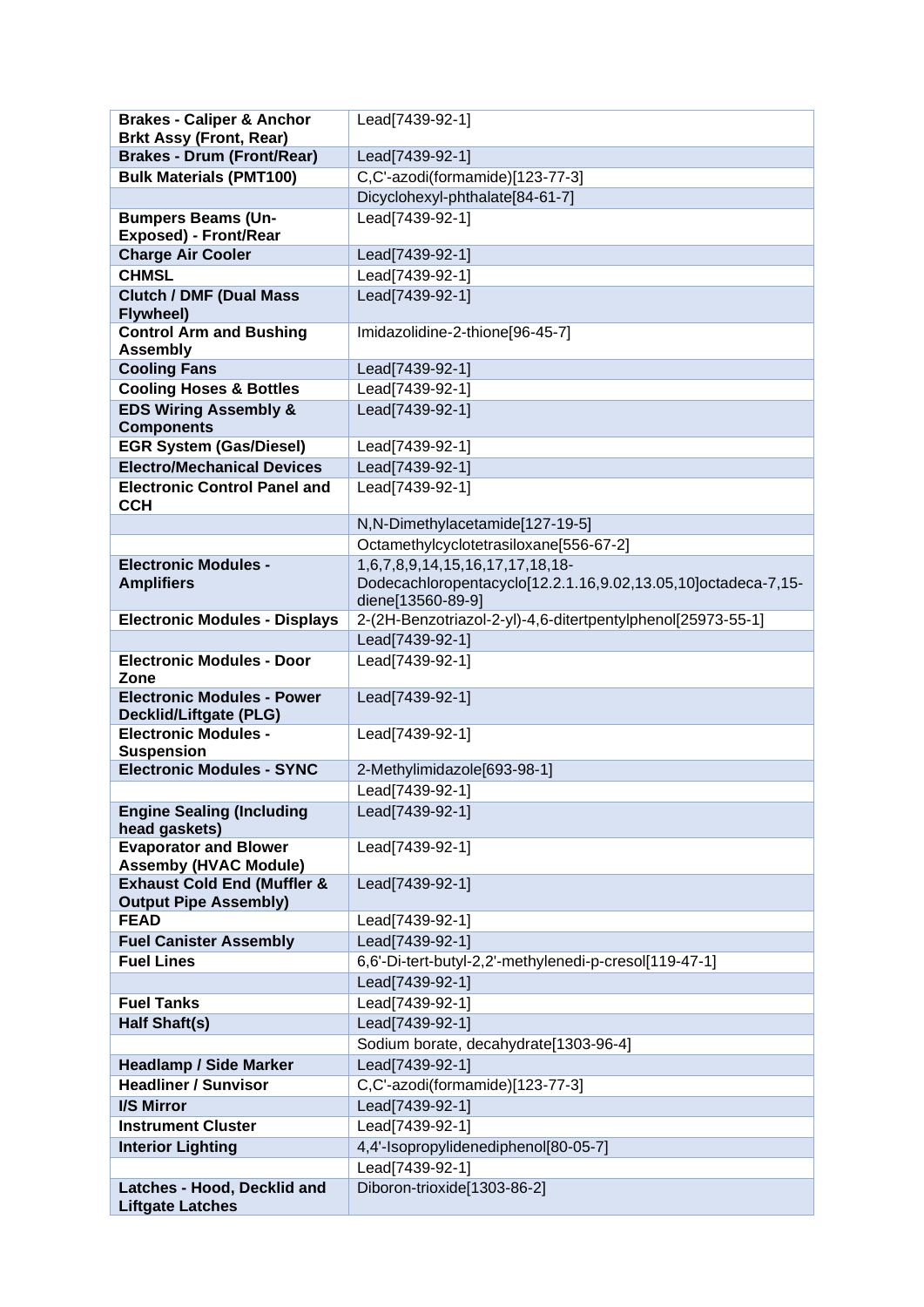| Brakes - Caliper & Anchor Brkt Assy (Front, Rear) | Lead[7439-92-1] |
|---|---|
| **Brakes - Drum (Front/Rear)** | Lead[7439-92-1] |
| **Bulk Materials (PMT100)** | C,C'-azodi(formamide)[123-77-3] |
| | Dicyclohexyl-phthalate[84-61-7] |
| **Bumpers Beams (Un-Exposed) - Front/Rear** | Lead[7439-92-1] |
| **Charge Air Cooler** | Lead[7439-92-1] |
| **CHMSL** | Lead[7439-92-1] |
| **Clutch / DMF (Dual Mass Flywheel)** | Lead[7439-92-1] |
| **Control Arm and Bushing Assembly** | Imidazolidine-2-thione[96-45-7] |
| **Cooling Fans** | Lead[7439-92-1] |
| **Cooling Hoses & Bottles** | Lead[7439-92-1] |
| **EDS Wiring Assembly & Components** | Lead[7439-92-1] |
| **EGR System (Gas/Diesel)** | Lead[7439-92-1] |
| **Electro/Mechanical Devices** | Lead[7439-92-1] |
| **Electronic Control Panel and CCH** | Lead[7439-92-1] |
| | N,N-Dimethylacetamide[127-19-5] |
| | Octamethylcyclotetrasiloxane[556-67-2] |
| **Electronic Modules - Amplifiers** | 1,6,7,8,9,14,15,16,17,17,18,18-Dodecachloropentacyclo[12.2.1.16,9.02,13.05,10]octadeca-7,15-diene[13560-89-9] |
| **Electronic Modules - Displays** | 2-(2H-Benzotriazol-2-yl)-4,6-ditertpentylphenol[25973-55-1] |
| | Lead[7439-92-1] |
| **Electronic Modules - Door Zone** | Lead[7439-92-1] |
| **Electronic Modules - Power Decklid/Liftgate (PLG)** | Lead[7439-92-1] |
| **Electronic Modules - Suspension** | Lead[7439-92-1] |
| **Electronic Modules - SYNC** | 2-Methylimidazole[693-98-1] |
| | Lead[7439-92-1] |
| **Engine Sealing (Including head gaskets)** | Lead[7439-92-1] |
| **Evaporator and Blower Assemby (HVAC Module)** | Lead[7439-92-1] |
| **Exhaust Cold End (Muffler & Output Pipe Assembly)** | Lead[7439-92-1] |
| **FEAD** | Lead[7439-92-1] |
| **Fuel Canister Assembly** | Lead[7439-92-1] |
| **Fuel Lines** | 6,6'-Di-tert-butyl-2,2'-methylenedi-p-cresol[119-47-1] |
| | Lead[7439-92-1] |
| **Fuel Tanks** | Lead[7439-92-1] |
| **Half Shaft(s)** | Lead[7439-92-1] |
| | Sodium borate, decahydrate[1303-96-4] |
| **Headlamp / Side Marker** | Lead[7439-92-1] |
| **Headliner / Sunvisor** | C,C'-azodi(formamide)[123-77-3] |
| **I/S Mirror** | Lead[7439-92-1] |
| **Instrument Cluster** | Lead[7439-92-1] |
| **Interior Lighting** | 4,4'-Isopropylidenediphenol[80-05-7] |
| | Lead[7439-92-1] |
| **Latches - Hood, Decklid and Liftgate Latches** | Diboron-trioxide[1303-86-2] |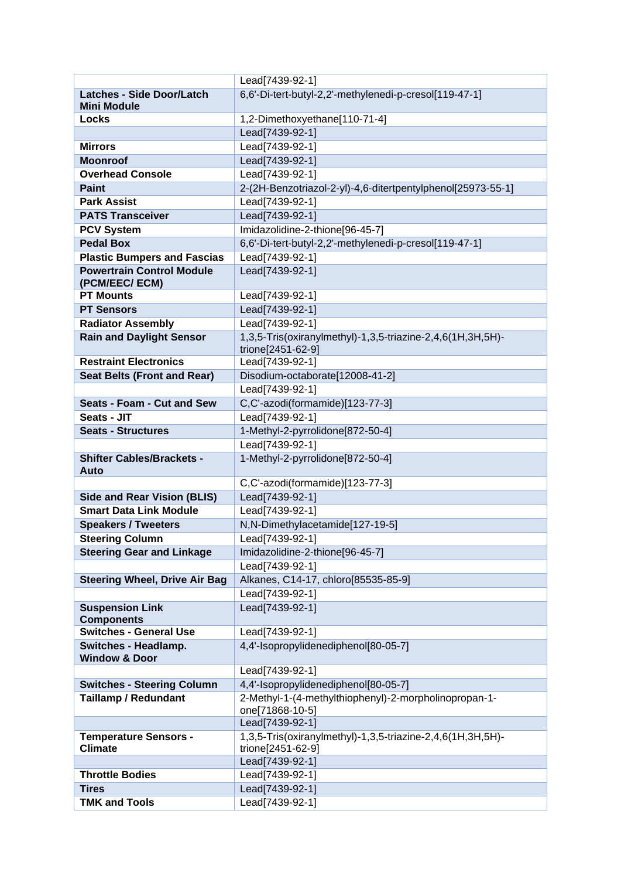| | |
|---|---|
| | Lead[7439-92-1] |
| **Latches - Side Door/Latch Mini Module** | 6,6'-Di-tert-butyl-2,2'-methylenedi-p-cresol[119-47-1] |
| **Locks** | 1,2-Dimethoxyethane[110-71-4] |
| | Lead[7439-92-1] |
| **Mirrors** | Lead[7439-92-1] |
| **Moonroof** | Lead[7439-92-1] |
| **Overhead Console** | Lead[7439-92-1] |
| **Paint** | 2-(2H-Benzotriazol-2-yl)-4,6-ditertpentylphenol[25973-55-1] |
| **Park Assist** | Lead[7439-92-1] |
| **PATS Transceiver** | Lead[7439-92-1] |
| **PCV System** | Imidazolidine-2-thione[96-45-7] |
| **Pedal Box** | 6,6'-Di-tert-butyl-2,2'-methylenedi-p-cresol[119-47-1] |
| **Plastic Bumpers and Fascias** | Lead[7439-92-1] |
| **Powertrain Control Module (PCM/EEC/ ECM)** | Lead[7439-92-1] |
| **PT Mounts** | Lead[7439-92-1] |
| **PT Sensors** | Lead[7439-92-1] |
| **Radiator Assembly** | Lead[7439-92-1] |
| **Rain and Daylight Sensor** | 1,3,5-Tris(oxiranylmethyl)-1,3,5-triazine-2,4,6(1H,3H,5H)-trione[2451-62-9] |
| **Restraint Electronics** | Lead[7439-92-1] |
| **Seat Belts (Front and Rear)** | Disodium-octaborate[12008-41-2] |
| | Lead[7439-92-1] |
| **Seats - Foam - Cut and Sew** | C,C'-azodi(formamide)[123-77-3] |
| **Seats - JIT** | Lead[7439-92-1] |
| **Seats - Structures** | 1-Methyl-2-pyrrolidone[872-50-4] |
| | Lead[7439-92-1] |
| **Shifter Cables/Brackets - Auto** | 1-Methyl-2-pyrrolidone[872-50-4] |
| | C,C'-azodi(formamide)[123-77-3] |
| **Side and Rear Vision (BLIS)** | Lead[7439-92-1] |
| **Smart Data Link Module** | Lead[7439-92-1] |
| **Speakers / Tweeters** | N,N-Dimethylacetamide[127-19-5] |
| **Steering Column** | Lead[7439-92-1] |
| **Steering Gear and Linkage** | Imidazolidine-2-thione[96-45-7] |
| | Lead[7439-92-1] |
| **Steering Wheel, Drive Air Bag** | Alkanes, C14-17, chloro[85535-85-9] |
| | Lead[7439-92-1] |
| **Suspension Link Components** | Lead[7439-92-1] |
| **Switches - General Use** | Lead[7439-92-1] |
| **Switches - Headlamp. Window & Door** | 4,4'-Isopropylidenediphenol[80-05-7] |
| | Lead[7439-92-1] |
| **Switches - Steering Column** | 4,4'-Isopropylidenediphenol[80-05-7] |
| **Taillamp / Redundant** | 2-Methyl-1-(4-methylthiophenyl)-2-morpholinopropan-1-one[71868-10-5] |
| | Lead[7439-92-1] |
| **Temperature Sensors - Climate** | 1,3,5-Tris(oxiranylmethyl)-1,3,5-triazine-2,4,6(1H,3H,5H)-trione[2451-62-9] |
| | Lead[7439-92-1] |
| **Throttle Bodies** | Lead[7439-92-1] |
| **Tires** | Lead[7439-92-1] |
| **TMK and Tools** | Lead[7439-92-1] |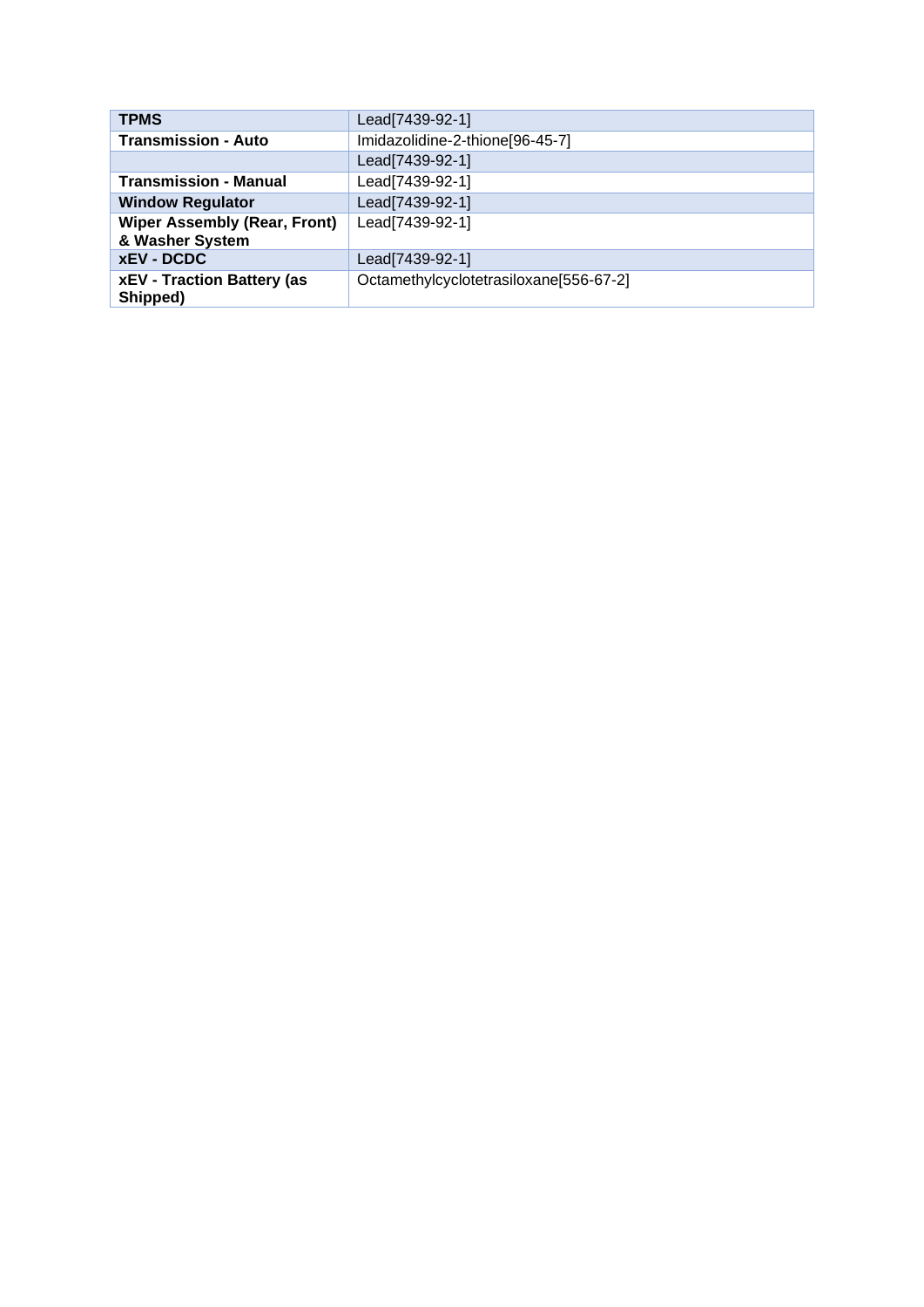| | |
|---|---|
| **TPMS** | Lead[7439-92-1] |
| **Transmission - Auto** | Imidazolidine-2-thione[96-45-7] |
| | Lead[7439-92-1] |
| **Transmission - Manual** | Lead[7439-92-1] |
| **Window Regulator** | Lead[7439-92-1] |
| **Wiper Assembly (Rear, Front) & Washer System** | Lead[7439-92-1] |
| **xEV - DCDC** | Lead[7439-92-1] |
| **xEV - Traction Battery (as Shipped)** | Octamethylcyclotetrasiloxane[556-67-2] |